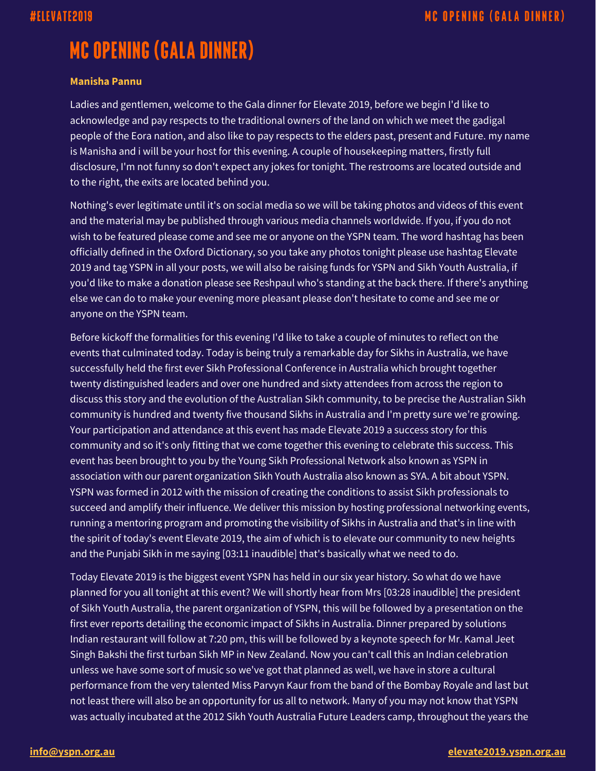# MC OPENING (GALA DINNER)

**Manisha Pannu**

Ladies and gentlemen, welcome to the Gala dinner for Elevate 2019, before we begin I'd like to acknowledge and pay respects to the traditional owners of the land on which we meet the gadigal people of the Eora nation, and also like to pay respects to the elders past, present and Future. my name is Manisha and i will be your host for this evening. A couple of housekeeping matters, firstly full disclosure, I'm not funny so don't expect any jokes for tonight. The restrooms are located outside and to the right, the exits are located behind you.

Nothing's ever legitimate until it's on social media so we will be taking photos and videos of this event and the material may be published through various media channels worldwide. If you, if you do not wish to be featured please come and see me or anyone on the YSPN team. The word hashtag has been officially defined in the Oxford Dictionary, so you take any photos tonight please use hashtag Elevate 2019 and tag YSPN in all your posts, we will also be raising funds for YSPN and Sikh Youth Australia, if you'd like to make a donation please see Reshpaul who's standing at the back there. If there's anything else we can do to make your evening more pleasant please don't hesitate to come and see me or anyone on the YSPN team.

Before kickoff the formalities for this evening I'd like to take a couple of minutes to reflect on the events that culminated today. Today is being truly a remarkable day for Sikhs in Australia, we have successfully held the first ever Sikh Professional Conference in Australia which brought together twenty distinguished leaders and over one hundred and sixty attendees from across the region to discuss this story and the evolution of the Australian Sikh community, to be precise the Australian Sikh community is hundred and twenty five thousand Sikhs in Australia and I'm pretty sure we're growing. Your participation and attendance at this event has made Elevate 2019 a success story for this community and so it's only fitting that we come together this evening to celebrate this success. This event has been brought to you by the Young Sikh Professional Network also known as YSPN in association with our parent organization Sikh Youth Australia also known as SYA. A bit about YSPN. YSPN was formed in 2012 with the mission of creating the conditions to assist Sikh professionals to succeed and amplify their influence. We deliver this mission by hosting professional networking events, running a mentoring program and promoting the visibility of Sikhs in Australia and that's in line with the spirit of today's event Elevate 2019, the aim of which is to elevate our community to new heights and the Punjabi Sikh in me saying [03:11 inaudible] that's basically what we need to do.

Today Elevate 2019 is the biggest event YSPN has held in our six year history. So what do we have planned for you all tonight at this event? We will shortly hear from Mrs [03:28 inaudible] the president of Sikh Youth Australia, the parent organization of YSPN, this will be followed by a presentation on the first ever reports detailing the economic impact of Sikhs in Australia. Dinner prepared by solutions Indian restaurant will follow at 7:20 pm, this will be followed by a keynote speech for Mr. Kamal Jeet Singh Bakshi the first turban Sikh MP in New Zealand. Now you can't call this an Indian celebration unless we have some sort of music so we've got that planned as well, we have in store a cultural performance from the very talented Miss Parvyn Kaur from the band of the Bombay Royale and last but not least there will also be an opportunity for us all to network. Many of you may not know that YSPN was actually incubated at the 2012 Sikh Youth Australia Future Leaders camp, throughout the years the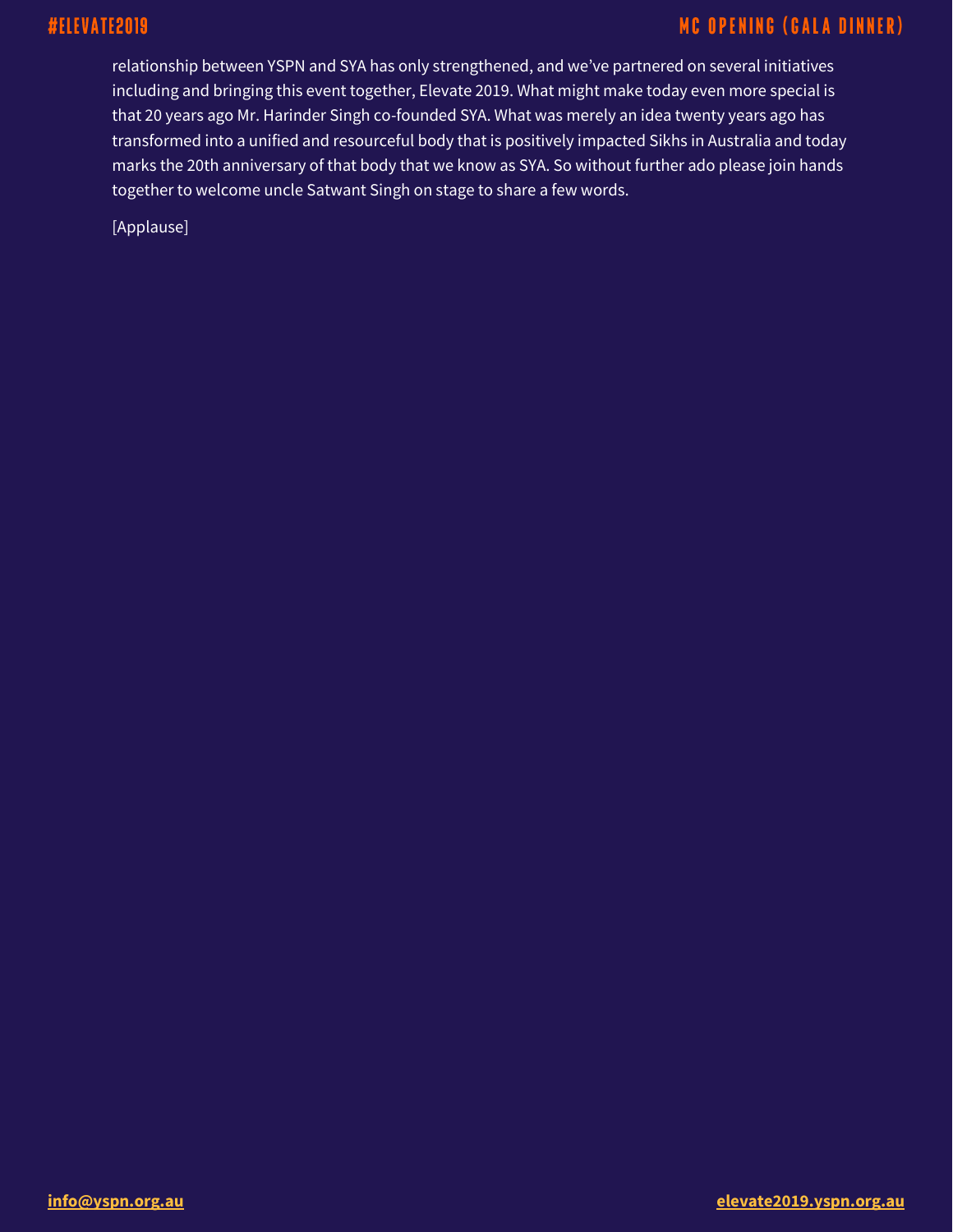relationship between YSPN and SYA has only strengthened, and we've partnered on several initiatives including and bringing this event together, Elevate 2019. What might make today even more special is that 20 years ago Mr. Harinder Singh co-founded SYA. What was merely an idea twenty years ago has transformed into a unified and resourceful body that is positively impacted Sikhs in Australia and today marks the 20th anniversary of that body that we know as SYA. So without further ado please join hands together to welcome uncle Satwant Singh on stage to share a few words.

[Applause]